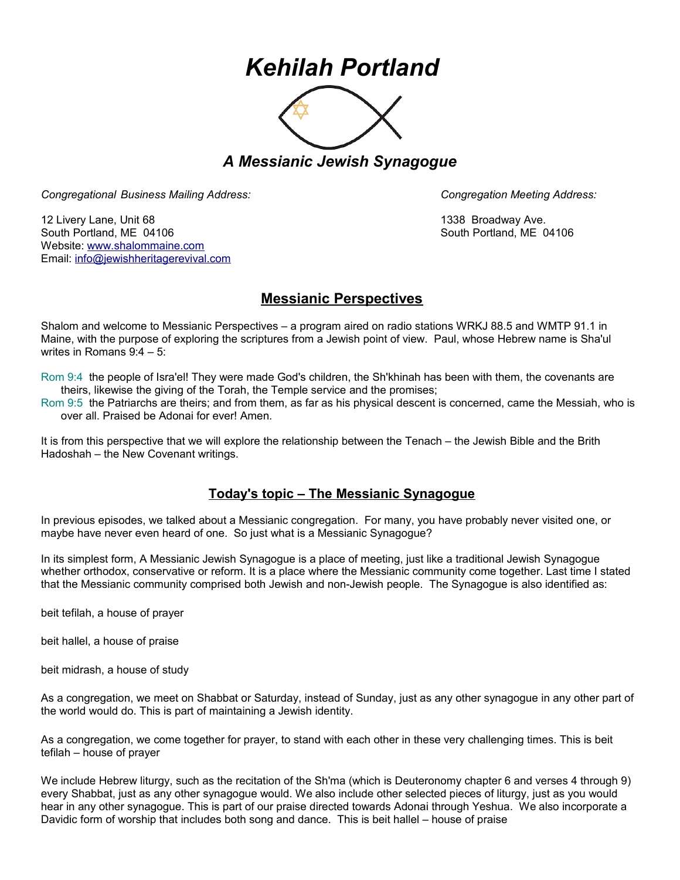# *Kehilah Portland*

## *A Messianic Jewish Synagogue*

*Congregational Business Mailing Address:*

12 Livery Lane, Unit 68
South Portland, ME 04106
Website: www.shalommaine.com
Email: info@jewishheritagerevival.com

*Congregation Meeting Address:*

1338 Broadway Ave.
South Portland, ME 04106

## Messianic Perspectives

Shalom and welcome to Messianic Perspectives – a program aired on radio stations WRKJ 88.5 and WMTP 91.1 in Maine, with the purpose of exploring the scriptures from a Jewish point of view. Paul, whose Hebrew name is Sha'ul writes in Romans 9:4 – 5:

Rom 9:4 the people of Isra'el! They were made God's children, the Sh'khinah has been with them, the covenants are theirs, likewise the giving of the Torah, the Temple service and the promises;
Rom 9:5 the Patriarchs are theirs; and from them, as far as his physical descent is concerned, came the Messiah, who is over all. Praised be Adonai for ever! Amen.

It is from this perspective that we will explore the relationship between the Tenach – the Jewish Bible and the Brith Hadoshah – the New Covenant writings.

## Today's topic – The Messianic Synagogue

In previous episodes, we talked about a Messianic congregation. For many, you have probably never visited one, or maybe have never even heard of one. So just what is a Messianic Synagogue?

In its simplest form, A Messianic Jewish Synagogue is a place of meeting, just like a traditional Jewish Synagogue whether orthodox, conservative or reform. It is a place where the Messianic community come together. Last time I stated that the Messianic community comprised both Jewish and non-Jewish people. The Synagogue is also identified as:

beit tefilah, a house of prayer

beit hallel, a house of praise

beit midrash, a house of study

As a congregation, we meet on Shabbat or Saturday, instead of Sunday, just as any other synagogue in any other part of the world would do. This is part of maintaining a Jewish identity.

As a congregation, we come together for prayer, to stand with each other in these very challenging times. This is beit tefilah – house of prayer

We include Hebrew liturgy, such as the recitation of the Sh'ma (which is Deuteronomy chapter 6 and verses 4 through 9) every Shabbat, just as any other synagogue would. We also include other selected pieces of liturgy, just as you would hear in any other synagogue. This is part of our praise directed towards Adonai through Yeshua. We also incorporate a Davidic form of worship that includes both song and dance. This is beit hallel – house of praise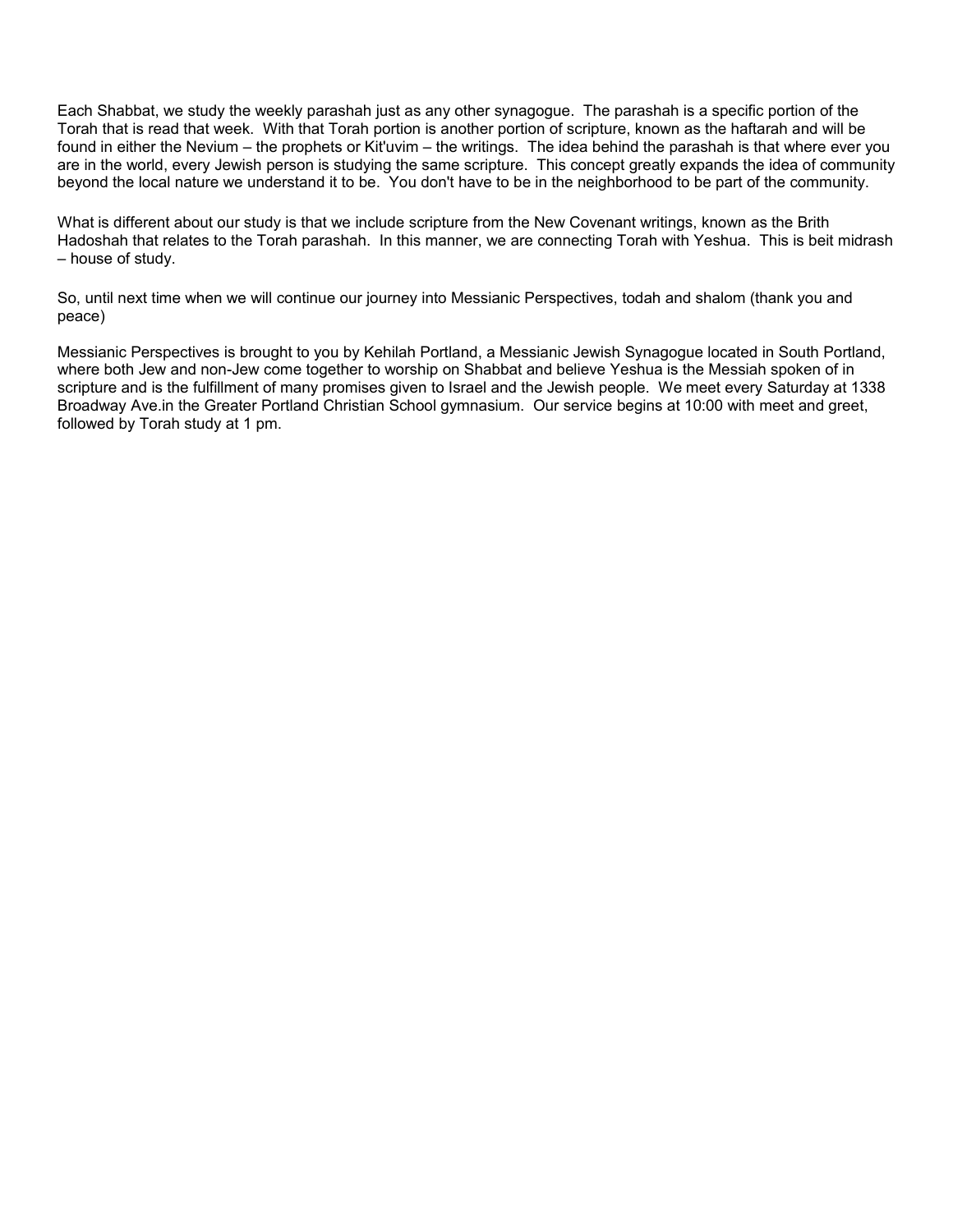Each Shabbat, we study the weekly parashah just as any other synagogue. The parashah is a specific portion of the Torah that is read that week. With that Torah portion is another portion of scripture, known as the haftarah and will be found in either the Nevium – the prophets or Kit'uvim – the writings. The idea behind the parashah is that where ever you are in the world, every Jewish person is studying the same scripture. This concept greatly expands the idea of community beyond the local nature we understand it to be. You don't have to be in the neighborhood to be part of the community.

What is different about our study is that we include scripture from the New Covenant writings, known as the Brith Hadoshah that relates to the Torah parashah. In this manner, we are connecting Torah with Yeshua. This is beit midrash – house of study.

So, until next time when we will continue our journey into Messianic Perspectives, todah and shalom (thank you and peace)

Messianic Perspectives is brought to you by Kehilah Portland, a Messianic Jewish Synagogue located in South Portland, where both Jew and non-Jew come together to worship on Shabbat and believe Yeshua is the Messiah spoken of in scripture and is the fulfillment of many promises given to Israel and the Jewish people. We meet every Saturday at 1338 Broadway Ave.in the Greater Portland Christian School gymnasium. Our service begins at 10:00 with meet and greet, followed by Torah study at 1 pm.